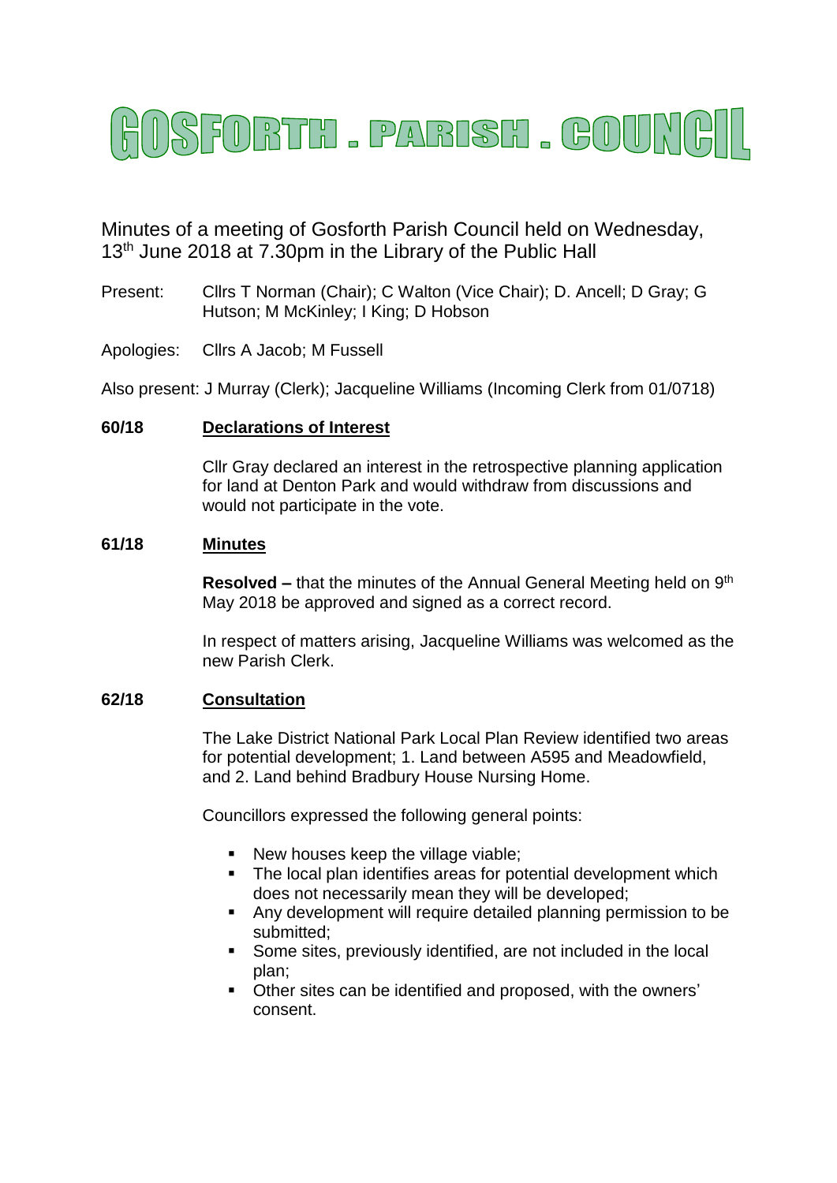# GOSFORTH PARISH COUNCIL

Minutes of a meeting of Gosforth Parish Council held on Wednesday, 13th June 2018 at 7.30pm in the Library of the Public Hall

Present: Cllrs T Norman (Chair); C Walton (Vice Chair); D. Ancell; D Gray; G Hutson; M McKinley; I King; D Hobson

Apologies: Cllrs A Jacob; M Fussell

Also present: J Murray (Clerk); Jacqueline Williams (Incoming Clerk from 01/0718)

**60/18 Declarations of Interest**

Cllr Gray declared an interest in the retrospective planning application for land at Denton Park and would withdraw from discussions and would not participate in the vote.

**61/18 Minutes**

**Resolved –** that the minutes of the Annual General Meeting held on 9th May 2018 be approved and signed as a correct record.

In respect of matters arising, Jacqueline Williams was welcomed as the new Parish Clerk.

**62/18 Consultation**

The Lake District National Park Local Plan Review identified two areas for potential development; 1. Land between A595 and Meadowfield, and 2. Land behind Bradbury House Nursing Home.

Councillors expressed the following general points:

- New houses keep the village viable;
- The local plan identifies areas for potential development which does not necessarily mean they will be developed;
- Any development will require detailed planning permission to be submitted;
- Some sites, previously identified, are not included in the local plan;
- Other sites can be identified and proposed, with the owners' consent.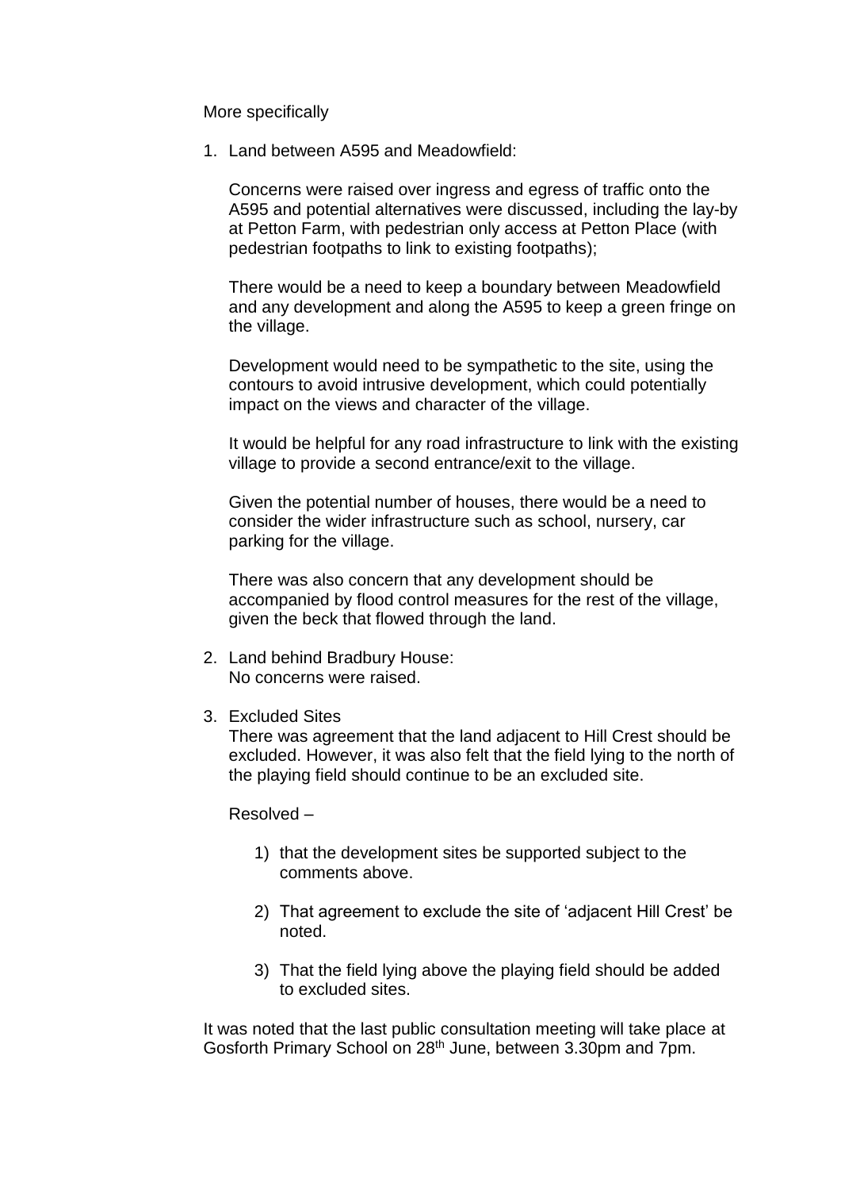More specifically

1. Land between A595 and Meadowfield:

   Concerns were raised over ingress and egress of traffic onto the A595 and potential alternatives were discussed, including the lay-by at Petton Farm, with pedestrian only access at Petton Place (with pedestrian footpaths to link to existing footpaths);

   There would be a need to keep a boundary between Meadowfield and any development and along the A595 to keep a green fringe on the village.

   Development would need to be sympathetic to the site, using the contours to avoid intrusive development, which could potentially impact on the views and character of the village.

   It would be helpful for any road infrastructure to link with the existing village to provide a second entrance/exit to the village.

   Given the potential number of houses, there would be a need to consider the wider infrastructure such as school, nursery, car parking for the village.

   There was also concern that any development should be accompanied by flood control measures for the rest of the village, given the beck that flowed through the land.

2. Land behind Bradbury House:
   No concerns were raised.

3. Excluded Sites
   There was agreement that the land adjacent to Hill Crest should be excluded. However, it was also felt that the field lying to the north of the playing field should continue to be an excluded site.

   Resolved –

   1) that the development sites be supported subject to the comments above.

   2) That agreement to exclude the site of 'adjacent Hill Crest' be noted.

   3) That the field lying above the playing field should be added to excluded sites.

It was noted that the last public consultation meeting will take place at Gosforth Primary School on 28th June, between 3.30pm and 7pm.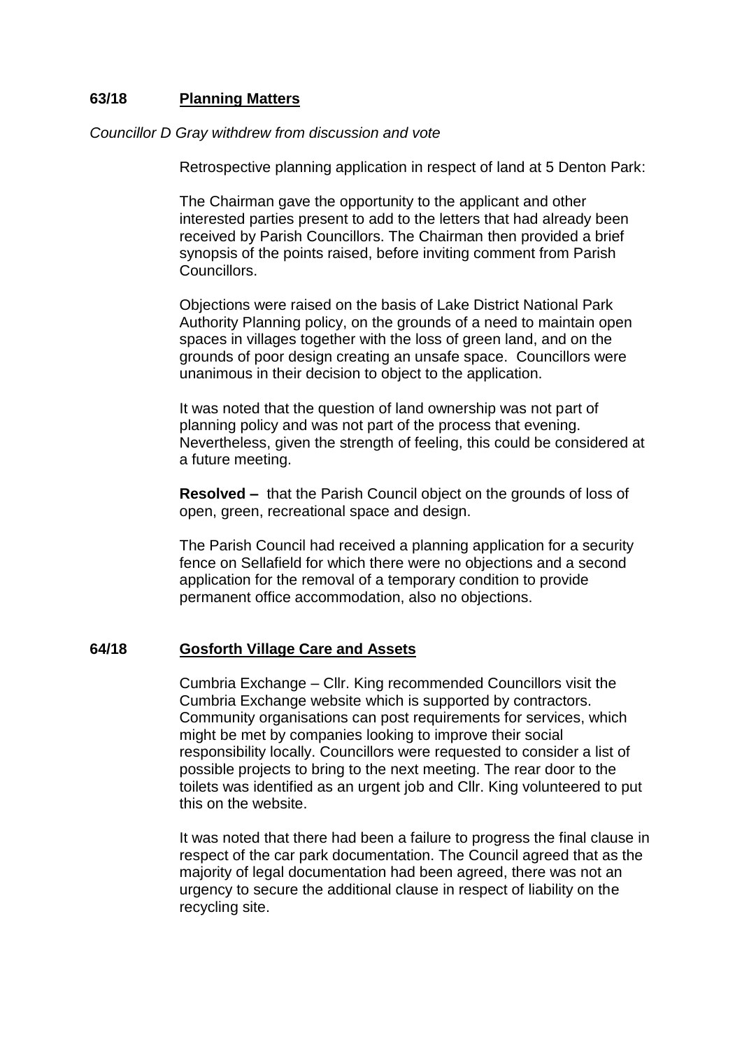## 63/18 Planning Matters

*Councillor D Gray withdrew from discussion and vote*

Retrospective planning application in respect of land at 5 Denton Park:

The Chairman gave the opportunity to the applicant and other interested parties present to add to the letters that had already been received by Parish Councillors. The Chairman then provided a brief synopsis of the points raised, before inviting comment from Parish Councillors.

Objections were raised on the basis of Lake District National Park Authority Planning policy, on the grounds of a need to maintain open spaces in villages together with the loss of green land, and on the grounds of poor design creating an unsafe space. Councillors were unanimous in their decision to object to the application.

It was noted that the question of land ownership was not part of planning policy and was not part of the process that evening. Nevertheless, given the strength of feeling, this could be considered at a future meeting.

**Resolved –** that the Parish Council object on the grounds of loss of open, green, recreational space and design.

The Parish Council had received a planning application for a security fence on Sellafield for which there were no objections and a second application for the removal of a temporary condition to provide permanent office accommodation, also no objections.

## 64/18 Gosforth Village Care and Assets

Cumbria Exchange – Cllr. King recommended Councillors visit the Cumbria Exchange website which is supported by contractors. Community organisations can post requirements for services, which might be met by companies looking to improve their social responsibility locally. Councillors were requested to consider a list of possible projects to bring to the next meeting. The rear door to the toilets was identified as an urgent job and Cllr. King volunteered to put this on the website.

It was noted that there had been a failure to progress the final clause in respect of the car park documentation. The Council agreed that as the majority of legal documentation had been agreed, there was not an urgency to secure the additional clause in respect of liability on the recycling site.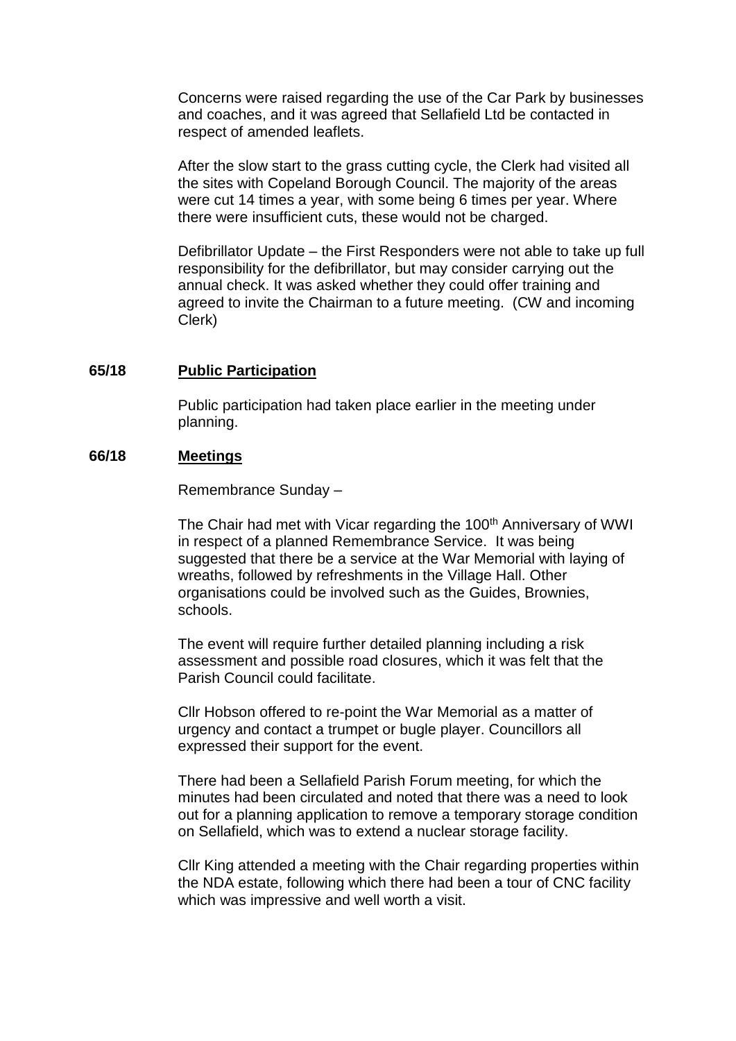Concerns were raised regarding the use of the Car Park by businesses and coaches, and it was agreed that Sellafield Ltd be contacted in respect of amended leaflets.

After the slow start to the grass cutting cycle, the Clerk had visited all the sites with Copeland Borough Council. The majority of the areas were cut 14 times a year, with some being 6 times per year. Where there were insufficient cuts, these would not be charged.

Defibrillator Update – the First Responders were not able to take up full responsibility for the defibrillator, but may consider carrying out the annual check. It was asked whether they could offer training and agreed to invite the Chairman to a future meeting. (CW and incoming Clerk)

**65/18 Public Participation**

Public participation had taken place earlier in the meeting under planning.

**66/18 Meetings**

Remembrance Sunday –

The Chair had met with Vicar regarding the 100th Anniversary of WWI in respect of a planned Remembrance Service. It was being suggested that there be a service at the War Memorial with laying of wreaths, followed by refreshments in the Village Hall. Other organisations could be involved such as the Guides, Brownies, schools.

The event will require further detailed planning including a risk assessment and possible road closures, which it was felt that the Parish Council could facilitate.

Cllr Hobson offered to re-point the War Memorial as a matter of urgency and contact a trumpet or bugle player. Councillors all expressed their support for the event.

There had been a Sellafield Parish Forum meeting, for which the minutes had been circulated and noted that there was a need to look out for a planning application to remove a temporary storage condition on Sellafield, which was to extend a nuclear storage facility.

Cllr King attended a meeting with the Chair regarding properties within the NDA estate, following which there had been a tour of CNC facility which was impressive and well worth a visit.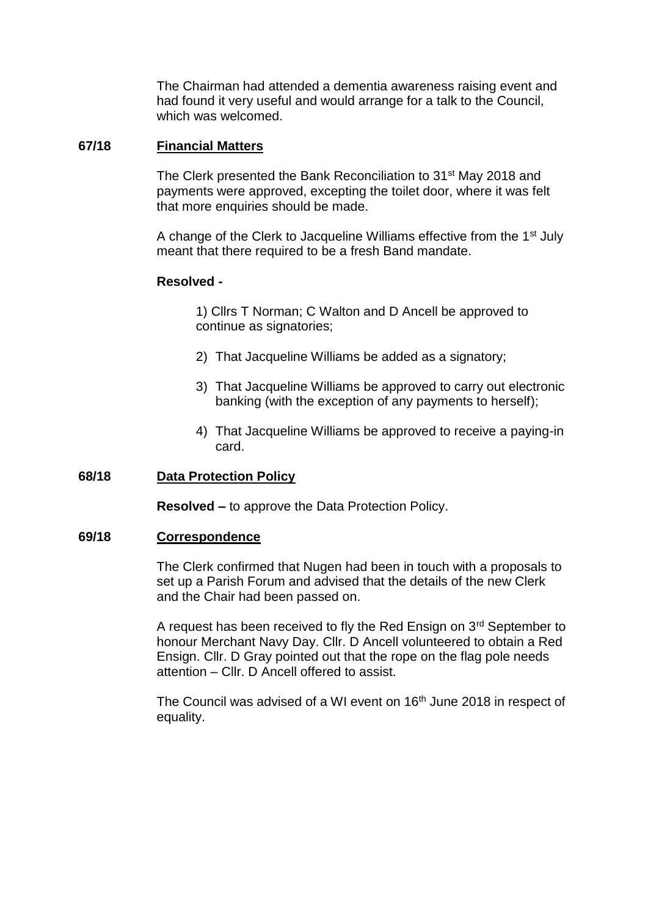The Chairman had attended a dementia awareness raising event and had found it very useful and would arrange for a talk to the Council, which was welcomed.

**67/18 Financial Matters**

The Clerk presented the Bank Reconciliation to 31st May 2018 and payments were approved, excepting the toilet door, where it was felt that more enquiries should be made.

A change of the Clerk to Jacqueline Williams effective from the 1st July meant that there required to be a fresh Band mandate.

**Resolved -**

1) Cllrs T Norman; C Walton and D Ancell be approved to continue as signatories;

2) That Jacqueline Williams be added as a signatory;

3) That Jacqueline Williams be approved to carry out electronic banking (with the exception of any payments to herself);

4) That Jacqueline Williams be approved to receive a paying-in card.

**68/18 Data Protection Policy**

**Resolved –** to approve the Data Protection Policy.

**69/18 Correspondence**

The Clerk confirmed that Nugen had been in touch with a proposals to set up a Parish Forum and advised that the details of the new Clerk and the Chair had been passed on.

A request has been received to fly the Red Ensign on 3rd September to honour Merchant Navy Day. Cllr. D Ancell volunteered to obtain a Red Ensign. Cllr. D Gray pointed out that the rope on the flag pole needs attention – Cllr. D Ancell offered to assist.

The Council was advised of a WI event on 16th June 2018 in respect of equality.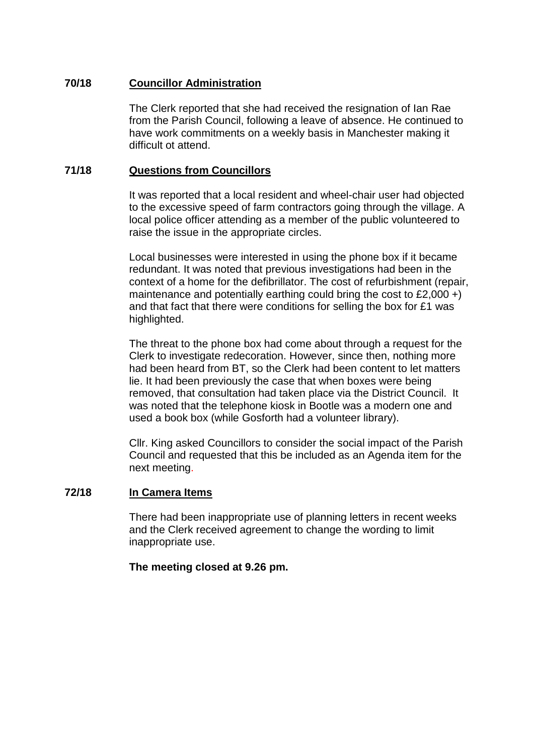**70/18 Councillor Administration**

The Clerk reported that she had received the resignation of Ian Rae from the Parish Council, following a leave of absence. He continued to have work commitments on a weekly basis in Manchester making it difficult ot attend.

**71/18 Questions from Councillors**

It was reported that a local resident and wheel-chair user had objected to the excessive speed of farm contractors going through the village. A local police officer attending as a member of the public volunteered to raise the issue in the appropriate circles.

Local businesses were interested in using the phone box if it became redundant. It was noted that previous investigations had been in the context of a home for the defibrillator. The cost of refurbishment (repair, maintenance and potentially earthing could bring the cost to £2,000 +) and that fact that there were conditions for selling the box for £1 was highlighted.

The threat to the phone box had come about through a request for the Clerk to investigate redecoration. However, since then, nothing more had been heard from BT, so the Clerk had been content to let matters lie. It had been previously the case that when boxes were being removed, that consultation had taken place via the District Council. It was noted that the telephone kiosk in Bootle was a modern one and used a book box (while Gosforth had a volunteer library).

Cllr. King asked Councillors to consider the social impact of the Parish Council and requested that this be included as an Agenda item for the next meeting.

**72/18 In Camera Items**

There had been inappropriate use of planning letters in recent weeks and the Clerk received agreement to change the wording to limit inappropriate use.

**The meeting closed at 9.26 pm.**